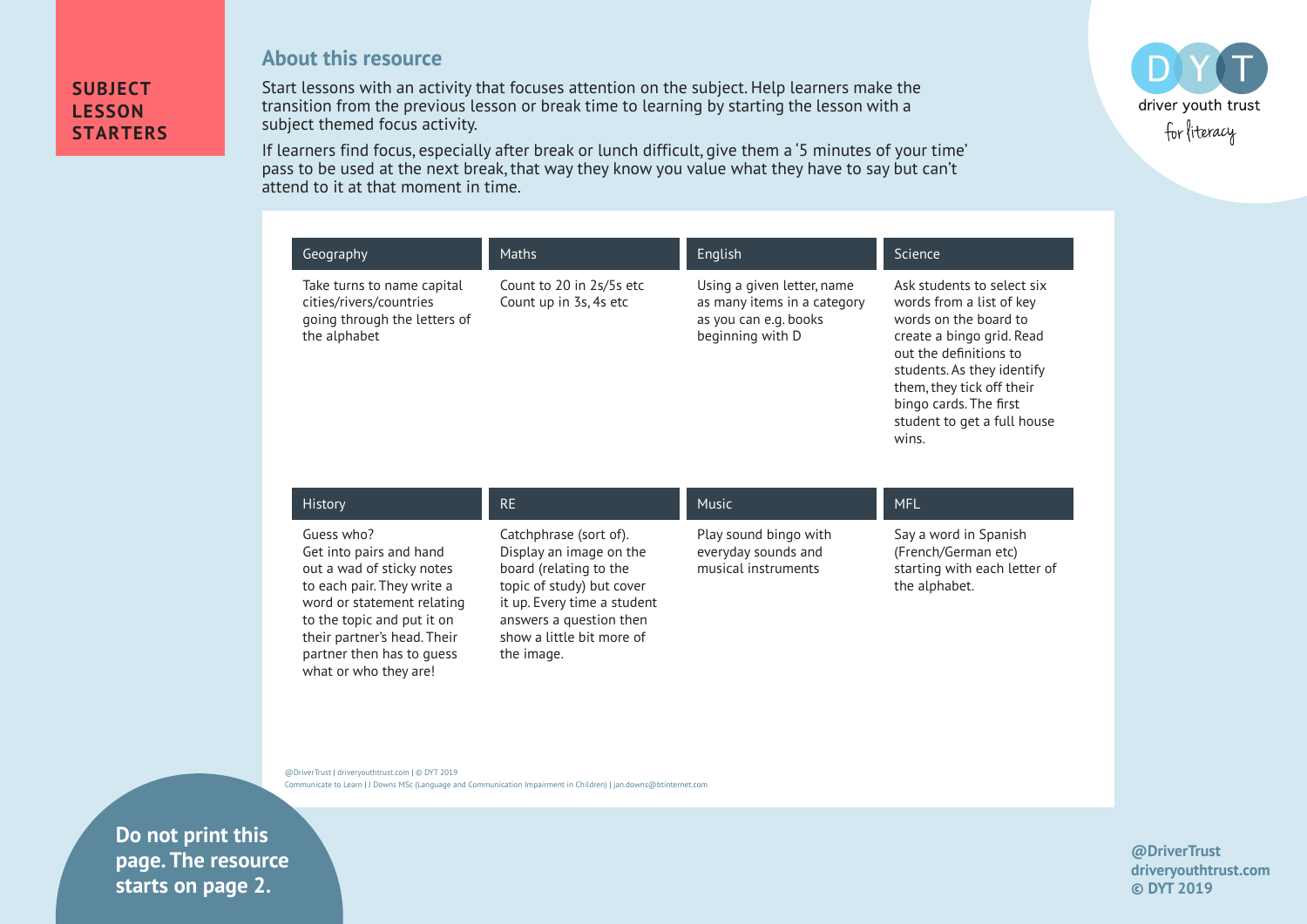# SUBJECT LESSON STARTERS

## About this resource

Start lessons with an activity that focuses attention on the subject. Help learners make the transition from the previous lesson or break time to learning by starting the lesson with a subject themed focus activity.

If learners find focus, especially after break or lunch difficult, give them a '5 minutes of your time' pass to be used at the next break, that way they know you value what they have to say but can't attend to it at that moment in time.

| Geography | Maths | English | Science |
| --- | --- | --- | --- |
| Take turns to name capital cities/rivers/countries going through the letters of the alphabet | Count to 20 in 2s/5s etc<br>Count up in 3s, 4s etc | Using a given letter, name as many items in a category as you can e.g. books beginning with D | Ask students to select six words from a list of key words on the board to create a bingo grid. Read out the definitions to students. As they identify them, they tick off their bingo cards. The first student to get a full house wins. |

| History | RE | Music | MFL |
| --- | --- | --- | --- |
| Guess who?<br>Get into pairs and hand out a wad of sticky notes to each pair. They write a word or statement relating to the topic and put it on their partner's head. Their partner then has to guess what or who they are! | Catchphrase (sort of).<br>Display an image on the board (relating to the topic of study) but cover it up. Every time a student answers a question then show a little bit more of the image. | Play sound bingo with everyday sounds and musical instruments | Say a word in Spanish (French/German etc) starting with each letter of the alphabet. |

@DriverTrust | driveryouthtrust.com | © DYT 2019
Communicate to Learn | J Downs MSc (Language and Communication Impairment in Children) | jan.downs@btinternet.com

**Do not print this page. The resource starts on page 2.**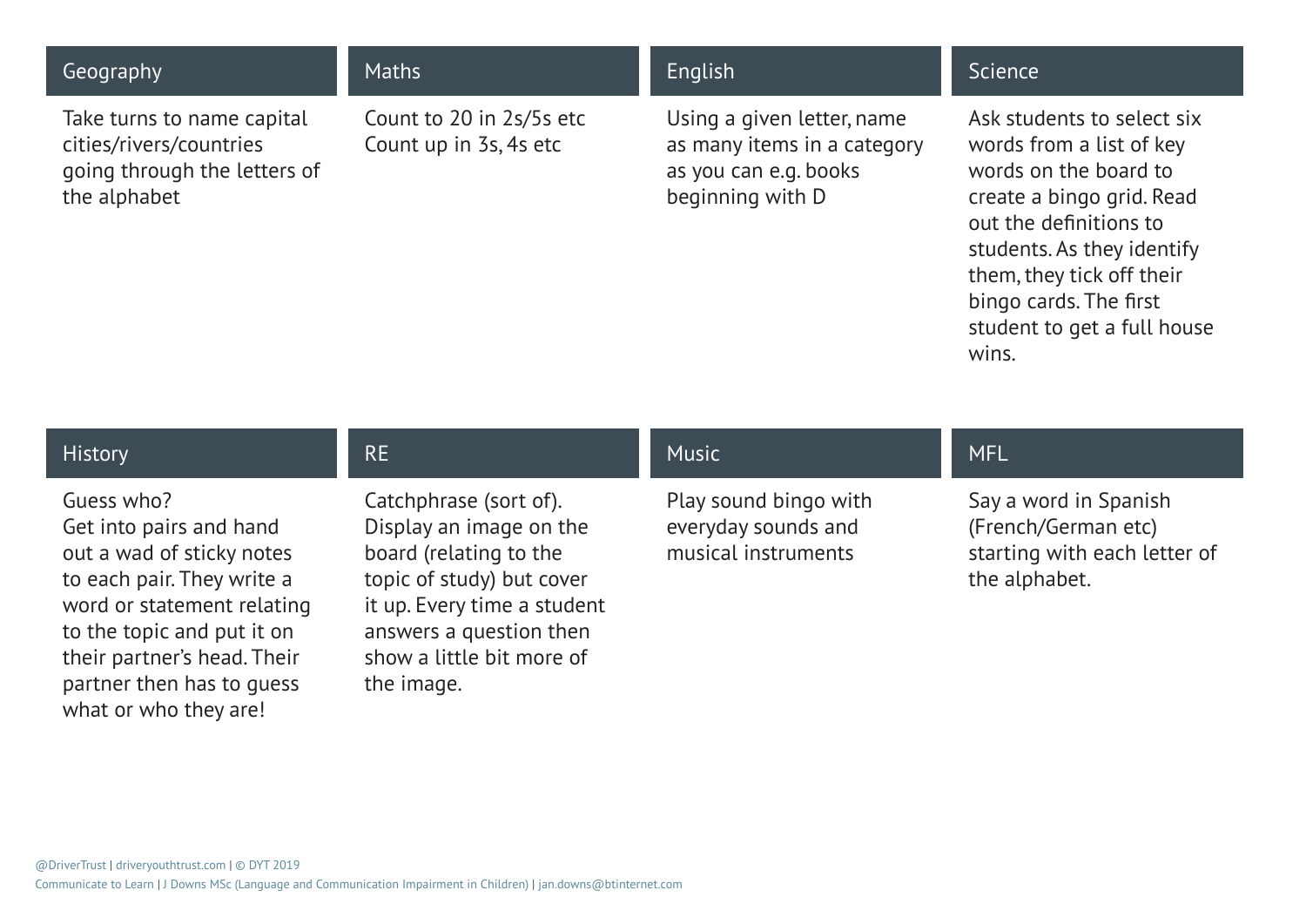## Geography

Take turns to name capital cities/rivers/countries going through the letters of the alphabet

## Maths

Count to 20 in 2s/5s etc
Count up in 3s, 4s etc

## English

Using a given letter, name as many items in a category as you can e.g. books beginning with D

## Science

Ask students to select six words from a list of key words on the board to create a bingo grid. Read out the definitions to students. As they identify them, they tick off their bingo cards. The first student to get a full house wins.

## History

Guess who?
Get into pairs and hand out a wad of sticky notes to each pair. They write a word or statement relating to the topic and put it on their partner's head. Their partner then has to guess what or who they are!

## RE

Catchphrase (sort of). Display an image on the board (relating to the topic of study) but cover it up. Every time a student answers a question then show a little bit more of the image.

## Music

Play sound bingo with everyday sounds and musical instruments

## MFL

Say a word in Spanish (French/German etc) starting with each letter of the alphabet.

@DriverTrust | driveryouthtrust.com | © DYT 2019
Communicate to Learn | J Downs MSc (Language and Communication Impairment in Children) | jan.downs@btinternet.com